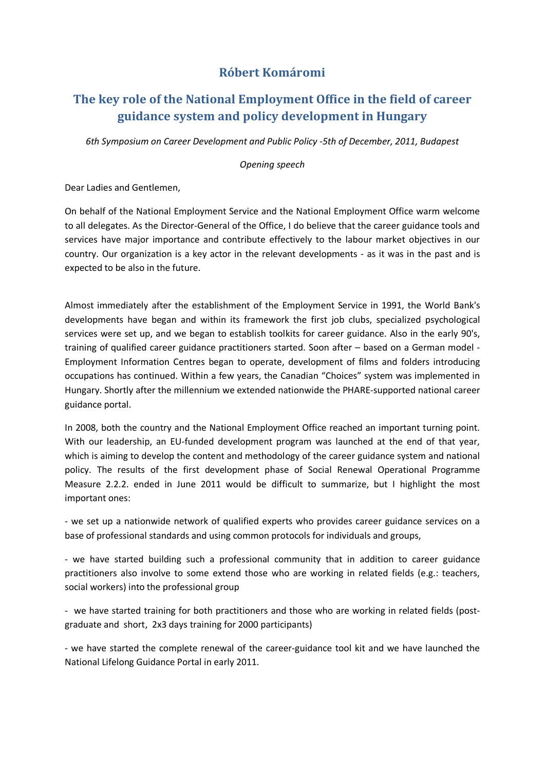# Róbert Komáromi

## The key role of the National Employment Office in the field of career guidance system and policy development in Hungary

*6th Symposium on Career Development and Public Policy -5th of December, 2011, Budapest*

*Opening speech*

Dear Ladies and Gentlemen,

On behalf of the National Employment Service and the National Employment Office warm welcome to all delegates. As the Director-General of the Office, I do believe that the career guidance tools and services have major importance and contribute effectively to the labour market objectives in our country. Our organization is a key actor in the relevant developments - as it was in the past and is expected to be also in the future.

Almost immediately after the establishment of the Employment Service in 1991, the World Bank's developments have began and within its framework the first job clubs, specialized psychological services were set up, and we began to establish toolkits for career guidance. Also in the early 90's, training of qualified career guidance practitioners started. Soon after – based on a German model - Employment Information Centres began to operate, development of films and folders introducing occupations has continued. Within a few years, the Canadian "Choices" system was implemented in Hungary. Shortly after the millennium we extended nationwide the PHARE-supported national career guidance portal.

In 2008, both the country and the National Employment Office reached an important turning point. With our leadership, an EU-funded development program was launched at the end of that year, which is aiming to develop the content and methodology of the career guidance system and national policy. The results of the first development phase of Social Renewal Operational Programme Measure 2.2.2. ended in June 2011 would be difficult to summarize, but I highlight the most important ones:

- we set up a nationwide network of qualified experts who provides career guidance services on a base of professional standards and using common protocols for individuals and groups,

- we have started building such a professional community that in addition to career guidance practitioners also involve to some extend those who are working in related fields (e.g.: teachers, social workers) into the professional group

- we have started training for both practitioners and those who are working in related fields (post-graduate and short, 2x3 days training for 2000 participants)

- we have started the complete renewal of the career-guidance tool kit and we have launched the National Lifelong Guidance Portal in early 2011.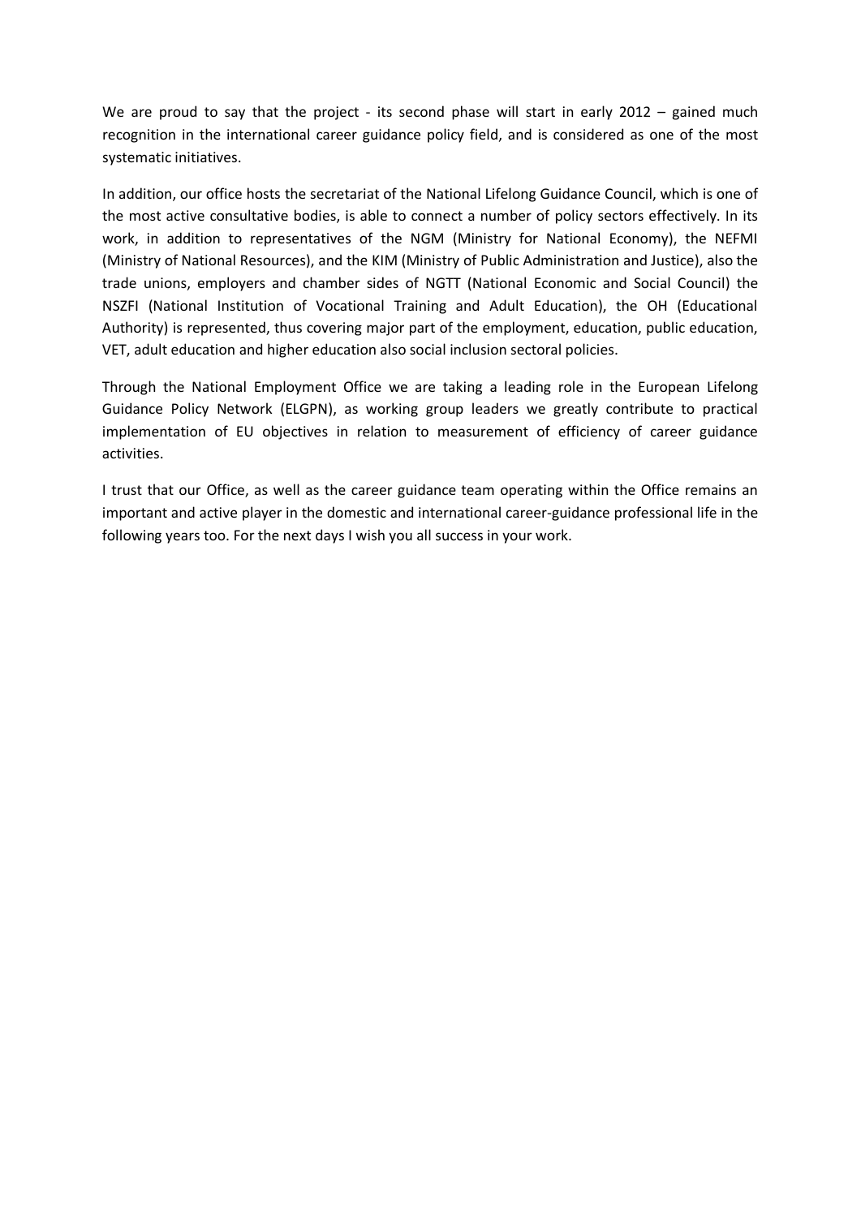We are proud to say that the project - its second phase will start in early 2012 – gained much recognition in the international career guidance policy field, and is considered as one of the most systematic initiatives.

In addition, our office hosts the secretariat of the National Lifelong Guidance Council, which is one of the most active consultative bodies, is able to connect a number of policy sectors effectively. In its work, in addition to representatives of the NGM (Ministry for National Economy), the NEFMI (Ministry of National Resources), and the KIM (Ministry of Public Administration and Justice), also the trade unions, employers and chamber sides of NGTT (National Economic and Social Council) the NSZFI (National Institution of Vocational Training and Adult Education), the OH (Educational Authority) is represented, thus covering major part of the employment, education, public education, VET, adult education and higher education also social inclusion sectoral policies.

Through the National Employment Office we are taking a leading role in the European Lifelong Guidance Policy Network (ELGPN), as working group leaders we greatly contribute to practical implementation of EU objectives in relation to measurement of efficiency of career guidance activities.

I trust that our Office, as well as the career guidance team operating within the Office remains an important and active player in the domestic and international career-guidance professional life in the following years too. For the next days I wish you all success in your work.